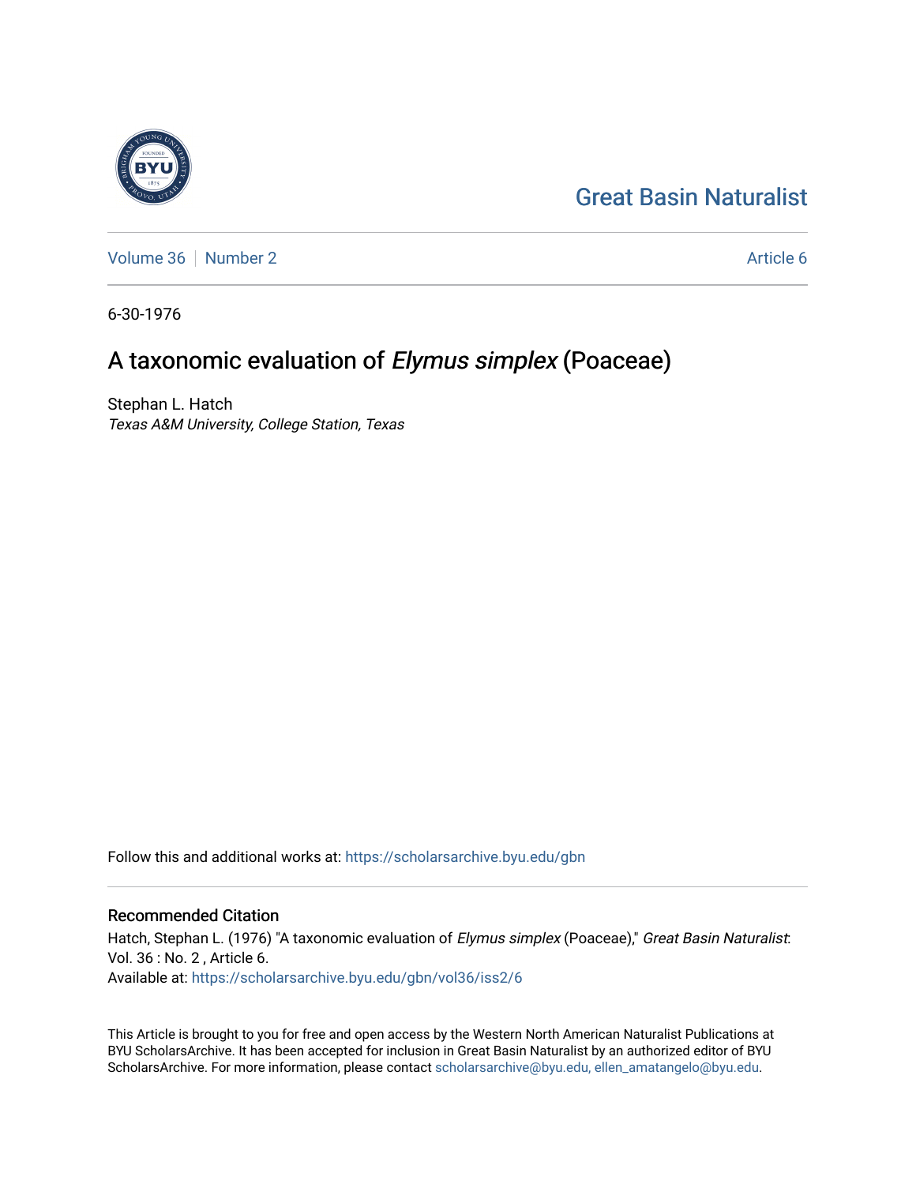Great Basin Naturalist

Volume 36 | Number 2 Article 6

6-30-1976

# A taxonomic evaluation of *Elymus simplex* (Poaceae)

Stephan L. Hatch
*Texas A&M University, College Station, Texas*

Follow this and additional works at: https://scholarsarchive.byu.edu/gbn

## Recommended Citation

Hatch, Stephan L. (1976) "A taxonomic evaluation of *Elymus simplex* (Poaceae)," *Great Basin Naturalist*: Vol. 36 : No. 2 , Article 6.
Available at: https://scholarsarchive.byu.edu/gbn/vol36/iss2/6

This Article is brought to you for free and open access by the Western North American Naturalist Publications at BYU ScholarsArchive. It has been accepted for inclusion in Great Basin Naturalist by an authorized editor of BYU ScholarsArchive. For more information, please contact scholarsarchive@byu.edu, ellen_amatangelo@byu.edu.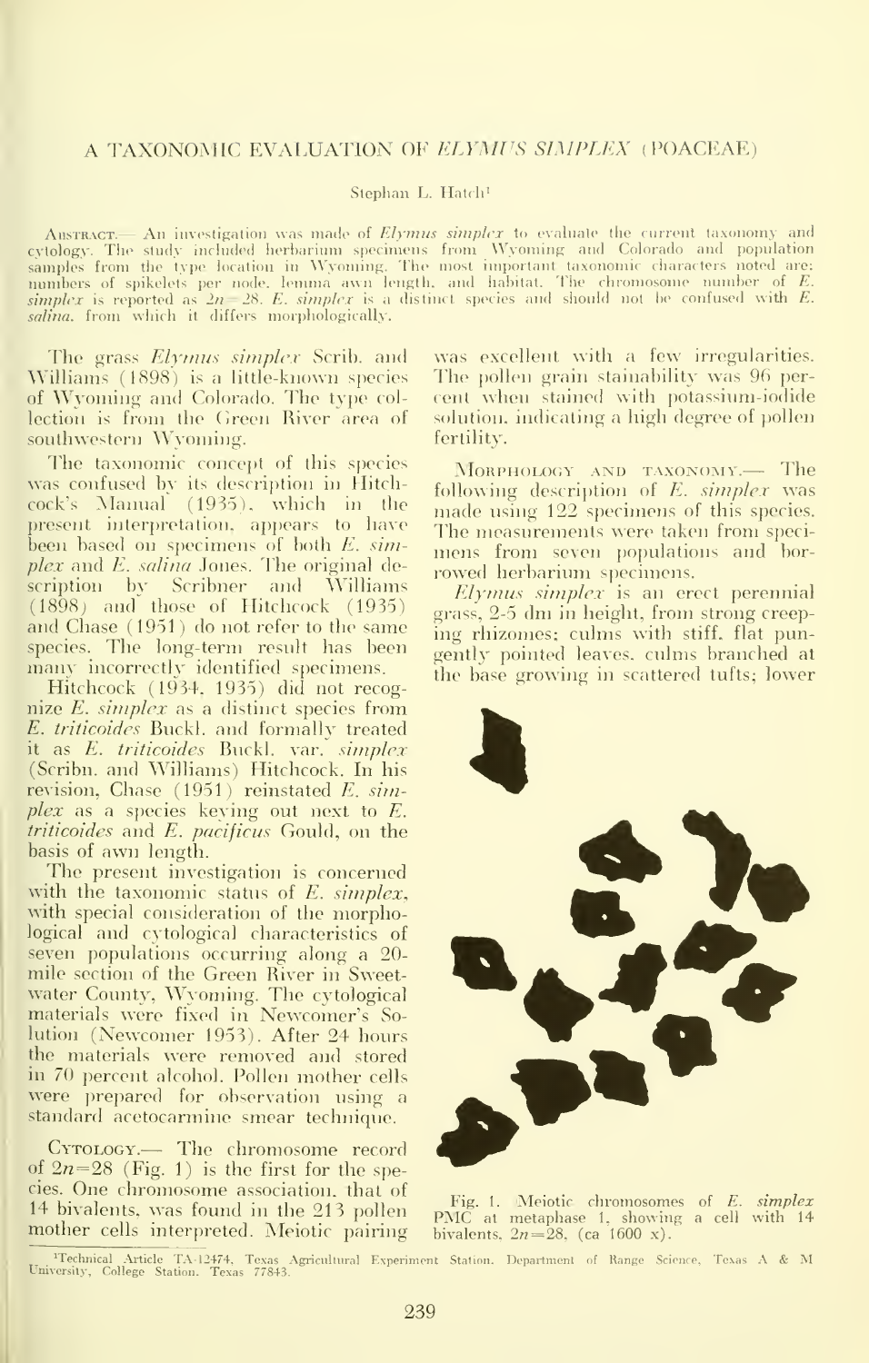# A TAXONOMIC EVALUATION OF *ELYMUS SIMPLEX* (POACEAE)

Stephan L. Hatch[1]

ABSTRACT.— An investigation was made of *Elymus simplex* to evaluate the current taxonomy and cytology. The study included herbarium specimens from Wyoming and Colorado and population samples from the type location in Wyoming. The most important taxonomic characters noted are: numbers of spikelets per node, lemma awn length, and habitat. The chromosome number of *E. simplex* is reported as $2n = 28$. *E. simplex* is a distinct species and should not be confused with *E. salina*, from which it differs morphologically.

The grass *Elymus simplex* Scrib. and Williams (1898) is a little-known species of Wyoming and Colorado. The type collection is from the Green River area of southwestern Wyoming.

The taxonomic concept of this species was confused by its description in Hitchcock's Manual (1935), which in the present interpretation, appears to have been based on specimens of both *E. simplex* and *E. salina* Jones. The original description by Scribner and Williams (1898) and those of Hitchcock (1935) and Chase (1951) do not refer to the same species. The long-term result has been many incorrectly identified specimens.

Hitchcock (1934, 1935) did not recognize *E. simplex* as a distinct species from *E. triticoides* Buckl. and formally treated it as *E. triticoides* Buckl. var. *simplex* (Scribn. and Williams) Hitchcock. In his revision, Chase (1951) reinstated *E. simplex* as a species keying out next to *E. triticoides* and *E. pacificus* Gould, on the basis of awn length.

The present investigation is concerned with the taxonomic status of *E. simplex*, with special consideration of the morphological and cytological characteristics of seven populations occurring along a 20-mile section of the Green River in Sweetwater County, Wyoming. The cytological materials were fixed in Newcomer's Solution (Newcomer 1953). After 24 hours the materials were removed and stored in 70 percent alcohol. Pollen mother cells were prepared for observation using a standard acetocarmine smear technique.

CYTOLOGY.— The chromosome record of $2n = 28$ (Fig. 1) is the first for the species. One chromosome association, that of 14 bivalents, was found in the 213 pollen mother cells interpreted. Meiotic pairing was excellent with a few irregularities. The pollen grain stainability was 96 percent when stained with potassium-iodide solution, indicating a high degree of pollen fertility.

MORPHOLOGY AND TAXONOMY.— The following description of *E. simplex* was made using 122 specimens of this species. The measurements were taken from specimens from seven populations and borrowed herbarium specimens.

*Elymus simplex* is an erect perennial grass, 2-5 dm in height, from strong creeping rhizomes; culms with stiff, flat pungently pointed leaves, culms branched at the base growing in scattered tufts; lower

Fig. 1. Meiotic chromosomes of *E. simplex* PMC at metaphase 1, showing a cell with 14 bivalents, $2n = 28$, (ca 1600 x).

[1]Technical Article TA-12474, Texas Agricultural Experiment Station, Department of Range Science, Texas A & M University, College Station, Texas 77843.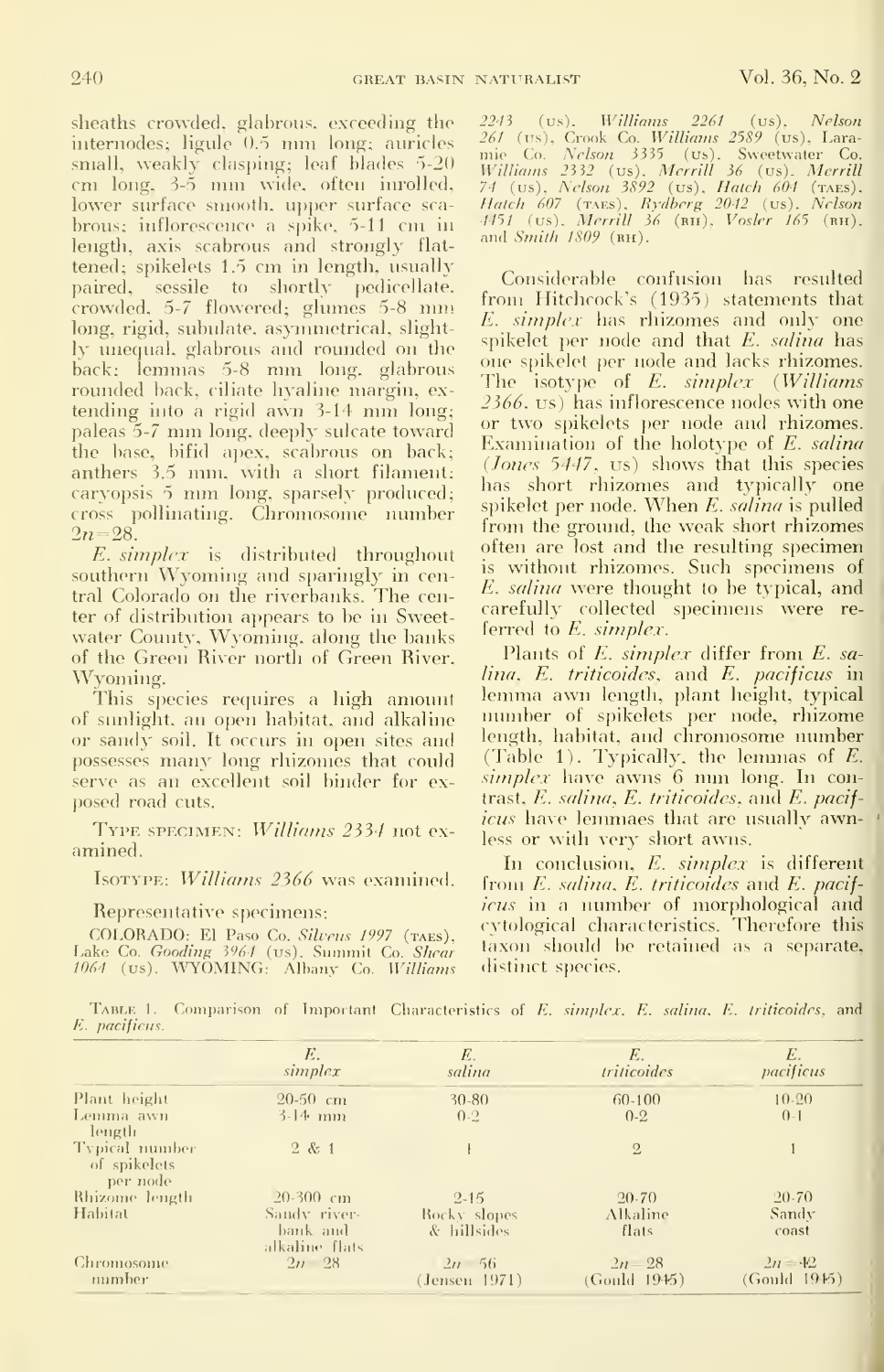sheaths crowded, glabrous, exceeding the internodes; ligule 0.5 mm long; auricles small, weakly clasping; leaf blades 5-20 cm long, 3-5 mm wide, often inrolled, lower surface smooth, upper surface scabrous; inflorescence a spike, 5-11 cm in length, axis scabrous and strongly flattened; spikelets 1.5 cm in length, usually paired, sessile to shortly pedicellate, crowded, 5-7 flowered; glumes 5-8 mm long, rigid, subulate, asymmetrical, slightly unequal, glabrous and rounded on the back; lemmas 5-8 mm long, glabrous rounded back, ciliate hyaline margin, extending into a rigid awn 3-14 mm long; paleas 5-7 mm long, deeply sulcate toward the base, bifid apex, scabrous on back; anthers 3.5 mm, with a short filament; caryopsis 5 mm long, sparsely produced; cross pollinating. Chromosome number $2n = 28$.

*E. simplex* is distributed throughout southern Wyoming and sparingly in central Colorado on the riverbanks. The center of distribution appears to be in Sweetwater County, Wyoming, along the banks of the Green River north of Green River, Wyoming.

This species requires a high amount of sunlight, an open habitat, and alkaline or sandy soil. It occurs in open sites and possesses many long rhizomes that could serve as an excellent soil binder for exposed road cuts.

Type specimen: *Williams 2334* not examined.

Isotype: *Williams 2366* was examined.

Representative specimens:

COLORADO: El Paso Co. *Silveus 1997* (TAES), Lake Co. *Gooding 3964* (US). Summit Co. *Shear 1064* (US). WYOMING: Albany Co. *Williams 2243* (US), *Williams 2261* (US), *Nelson 261* (US), Crook Co. *Williams 2589* (US), Laramie Co. *Nelson 3335* (US). Sweetwater Co. *Williams 2332* (US). *Merrill 36* (US). *Merrill 74* (US). *Nelson 3892* (US). *Hatch 604* (TAES). *Hatch 607* (TAES). *Rydberg 2042* (US). *Nelson 4451* (US). *Merrill 36* (RH). *Vosler 165* (RH). and *Smith 1809* (RH).

Considerable confusion has resulted from Hitchcock's (1935) statements that *E. simplex* has rhizomes and only one spikelet per node and that *E. salina* has one spikelet per node and lacks rhizomes. The isotype of *E. simplex* (*Williams 2366*, US) has inflorescence nodes with one or two spikelets per node and rhizomes. Examination of the holotype of *E. salina* (*Jones 5447*, US) shows that this species has short rhizomes and typically one spikelet per node. When *E. salina* is pulled from the ground, the weak short rhizomes often are lost and the resulting specimen is without rhizomes. Such specimens of *E. salina* were thought to be typical, and carefully collected specimens were referred to *E. simplex*.

Plants of *E. simplex* differ from *E. salina*, *E. triticoides*, and *E. pacificus* in lemma awn length, plant height, typical number of spikelets per node, rhizome length, habitat, and chromosome number (Table 1). Typically, the lemmas of *E. simplex* have awns 6 mm long. In contrast, *E. salina*, *E. triticoides*, and *E. pacificus* have lemmaes that are usually awnless or with very short awns.

In conclusion, *E. simplex* is different from *E. salina*, *E. triticoides* and *E. pacificus* in a number of morphological and cytological characteristics. Therefore this taxon should be retained as a separate, distinct species.

Table 1. Comparison of Important Characteristics of *E. simplex*, *E. salina*, *E. triticoides*, and *E. pacificus*.

| | *E. simplex* | *E. salina* | *E. triticoides* | *E. pacificus* |
|---|---|---|---|---|
| Plant height | 20-50 cm | 30-80 | 60-100 | 10-20 |
| Lemma awn length | 3-14 mm | 0-2 | 0-2 | 0-1 |
| Typical number of spikelets per node | 2 & 1 | 1 | 2 | 1 |
| Rhizome length | 20-300 cm | 2-15 | 20-70 | 20-70 |
| Habitat | Sandy river-bank and alkaline flats | Rocky slopes & hillsides | Alkaline flats | Sandy coast |
| Chromosome number | $2n = 28$ | $2n = 56$ (Jensen 1971) | $2n = 28$ (Gould 1945) | $2n = 42$ (Gould 1945) |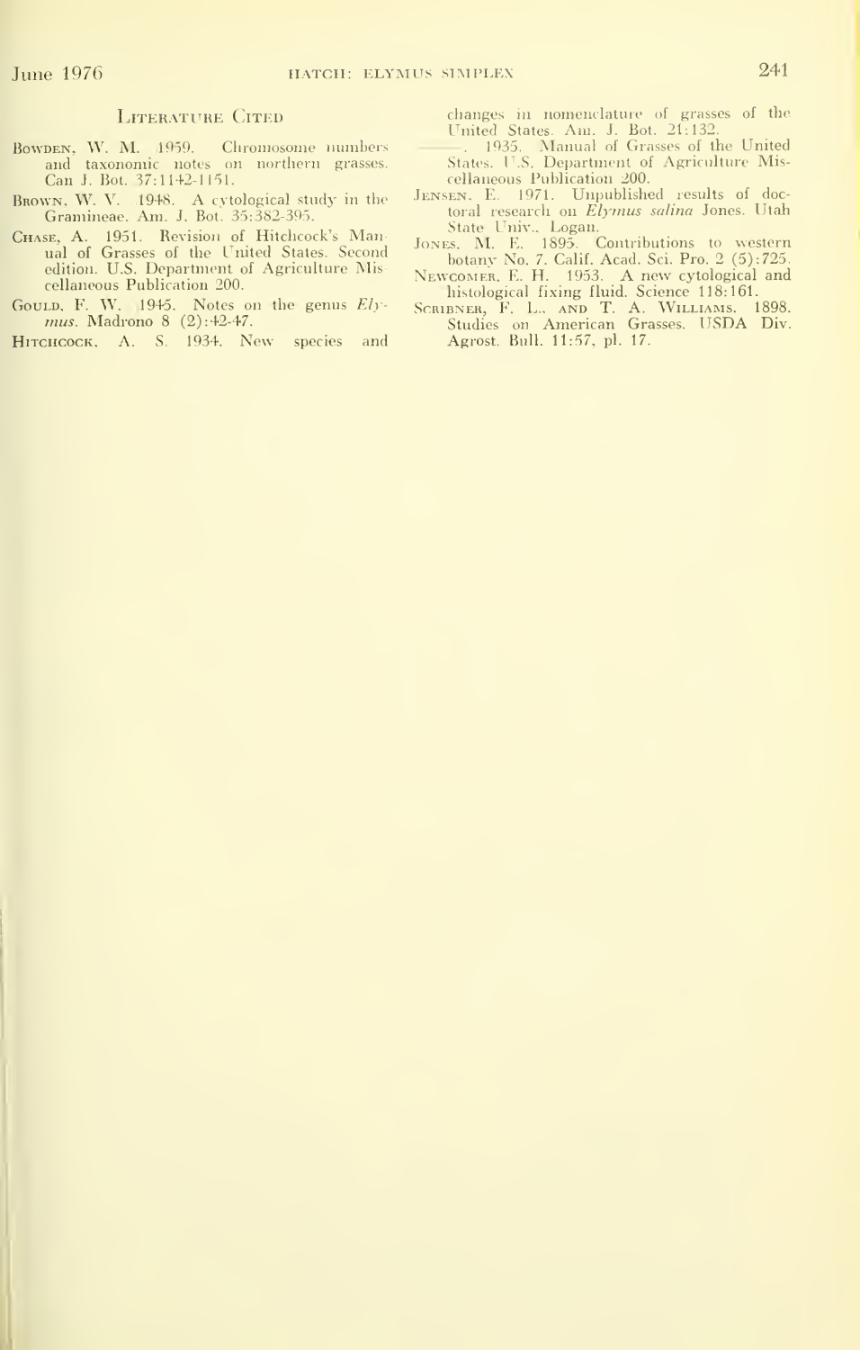## Literature Cited

Bowden, W. M. 1959. Chromosome numbers and taxonomic notes on northern grasses. Can J. Bot. 37:1142-1151.

Brown, W. V. 1948. A cytological study in the Gramineae. Am. J. Bot. 35:382-395.

Chase, A. 1951. Revision of Hitchcock's Manual of Grasses of the United States. Second edition. U.S. Department of Agriculture Miscellaneous Publication 200.

Gould, F. W. 1945. Notes on the genus *Elymus*. Madrono 8 (2):42-47.

Hitchcock, A. S. 1934. New species and changes in nomenclature of grasses of the United States. Am. J. Bot. 21:132.

———. 1935. Manual of Grasses of the United States. U.S. Department of Agriculture Miscellaneous Publication 200.

Jensen, E. 1971. Unpublished results of doctoral research on *Elymus salina* Jones. Utah State Univ., Logan.

Jones, M. E. 1895. Contributions to western botany No. 7. Calif. Acad. Sci. Pro. 2 (5):725.

Newcomer, E. H. 1953. A new cytological and histological fixing fluid. Science 118:161.

Scribner, F. L., and T. A. Williams. 1898. Studies on American Grasses. USDA Div. Agrost. Bull. 11:57, pl. 17.